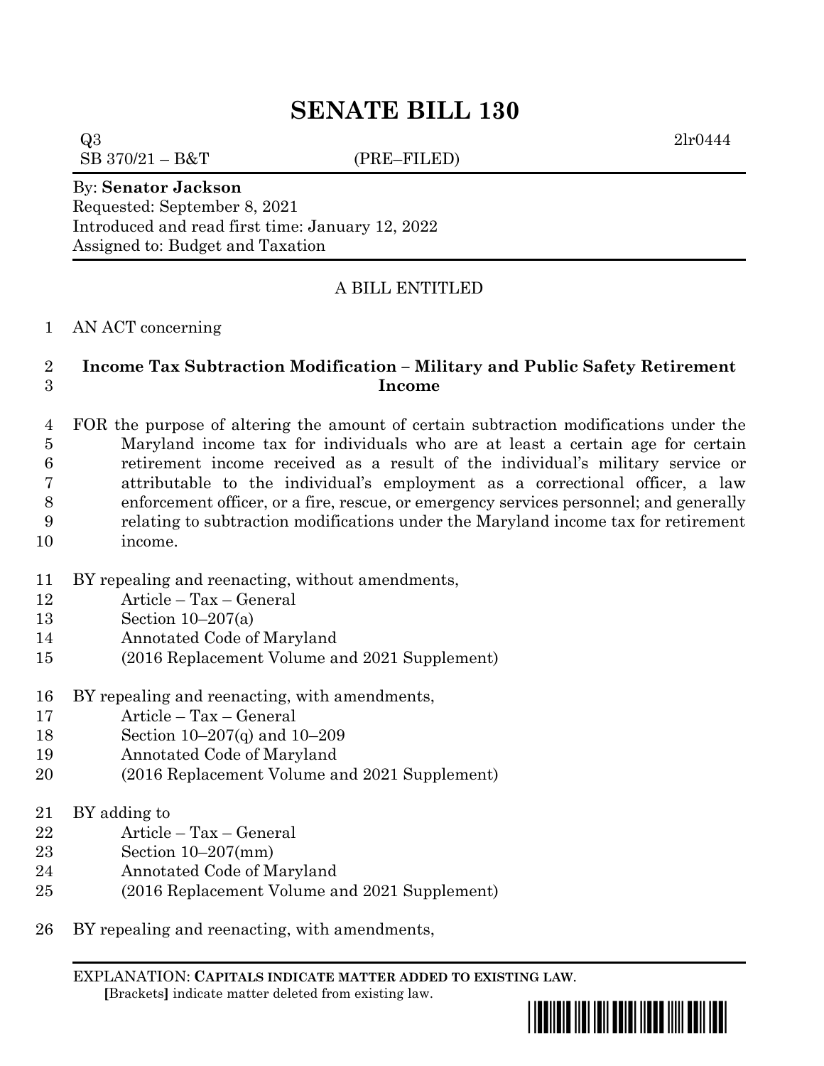# SENATE BILL 130

Q3 2lr0444
SB 370/21 – B&T (PRE–FILED)

By: **Senator Jackson**
Requested: September 8, 2021
Introduced and read first time: January 12, 2022
Assigned to: Budget and Taxation

A BILL ENTITLED

1 AN ACT concerning

2 **Income Tax Subtraction Modification – Military and Public Safety Retirement**
3 **Income**

4 FOR the purpose of altering the amount of certain subtraction modifications under the
5 Maryland income tax for individuals who are at least a certain age for certain
6 retirement income received as a result of the individual's military service or
7 attributable to the individual's employment as a correctional officer, a law
8 enforcement officer, or a fire, rescue, or emergency services personnel; and generally
9 relating to subtraction modifications under the Maryland income tax for retirement
10 income.

11 BY repealing and reenacting, without amendments,
12 Article – Tax – General
13 Section 10–207(a)
14 Annotated Code of Maryland
15 (2016 Replacement Volume and 2021 Supplement)

16 BY repealing and reenacting, with amendments,
17 Article – Tax – General
18 Section 10–207(q) and 10–209
19 Annotated Code of Maryland
20 (2016 Replacement Volume and 2021 Supplement)

21 BY adding to
22 Article – Tax – General
23 Section 10–207(mm)
24 Annotated Code of Maryland
25 (2016 Replacement Volume and 2021 Supplement)

26 BY repealing and reenacting, with amendments,

EXPLANATION: **CAPITALS INDICATE MATTER ADDED TO EXISTING LAW.**
**[**Brackets**]** indicate matter deleted from existing law.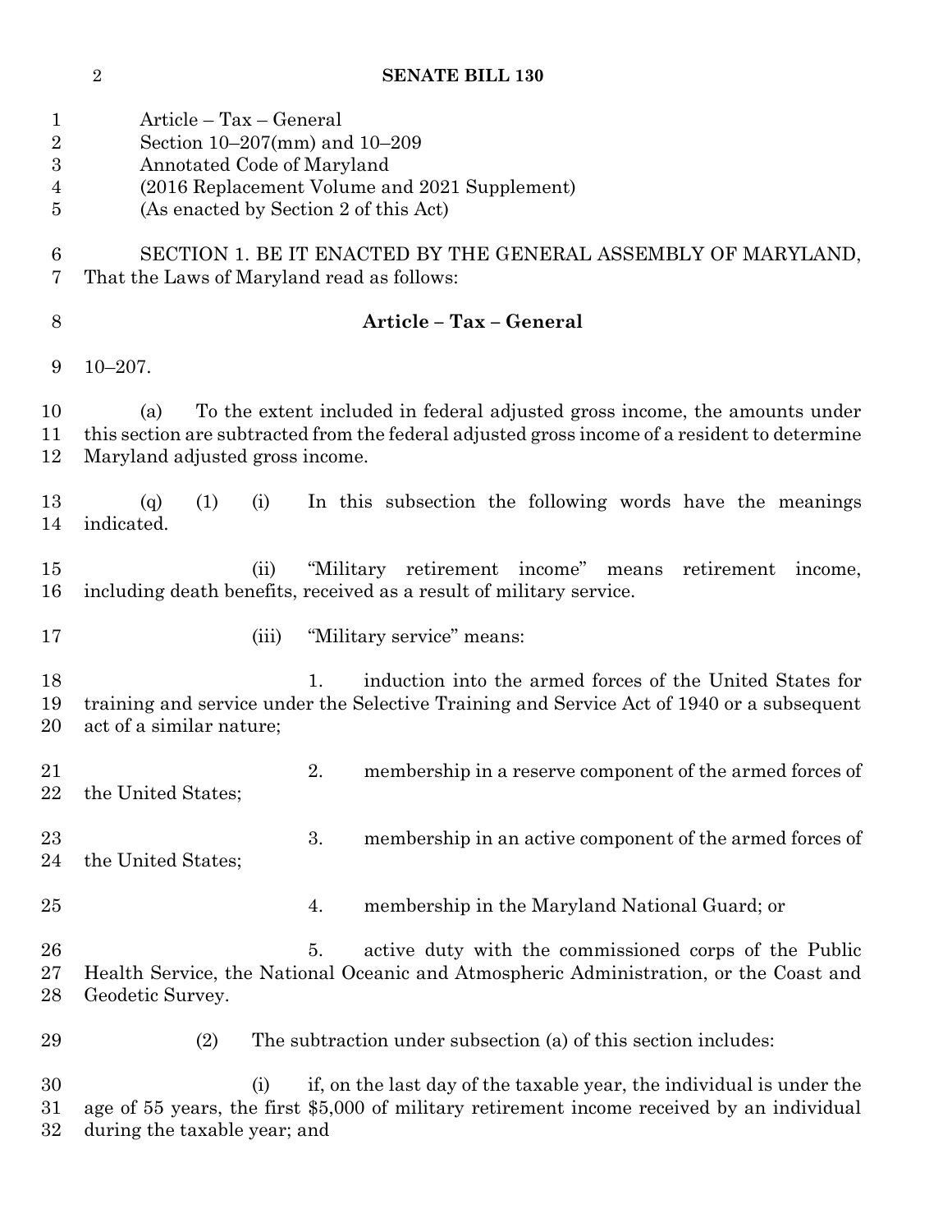Article – Tax – General
Section 10–207(mm) and 10–209
Annotated Code of Maryland
(2016 Replacement Volume and 2021 Supplement)
(As enacted by Section 2 of this Act)

SECTION 1. BE IT ENACTED BY THE GENERAL ASSEMBLY OF MARYLAND, That the Laws of Maryland read as follows:

**Article – Tax – General**

10–207.

(a) To the extent included in federal adjusted gross income, the amounts under this section are subtracted from the federal adjusted gross income of a resident to determine Maryland adjusted gross income.

(q) (1) (i) In this subsection the following words have the meanings indicated.

(ii) "Military retirement income" means retirement income, including death benefits, received as a result of military service.

(iii) "Military service" means:

1. induction into the armed forces of the United States for training and service under the Selective Training and Service Act of 1940 or a subsequent act of a similar nature;

2. membership in a reserve component of the armed forces of the United States;

3. membership in an active component of the armed forces of the United States;

4. membership in the Maryland National Guard; or

5. active duty with the commissioned corps of the Public Health Service, the National Oceanic and Atmospheric Administration, or the Coast and Geodetic Survey.

(2) The subtraction under subsection (a) of this section includes:

(i) if, on the last day of the taxable year, the individual is under the age of 55 years, the first $5,000 of military retirement income received by an individual during the taxable year; and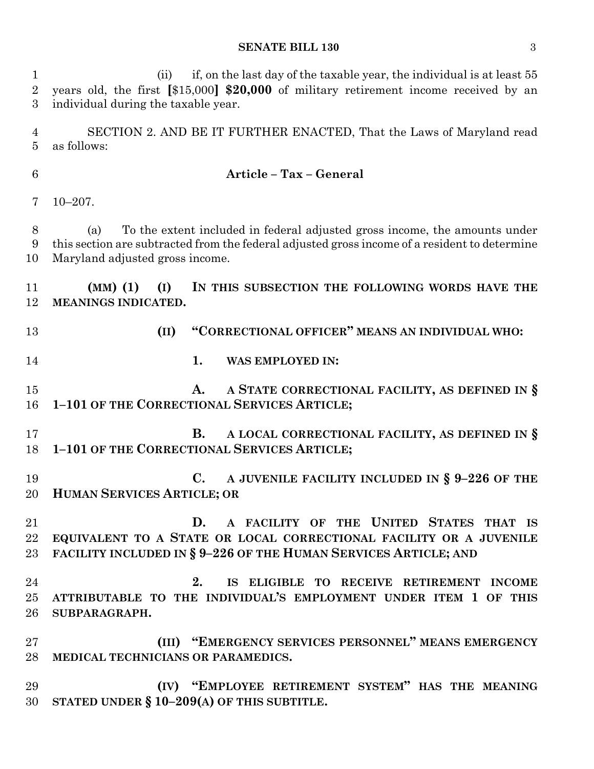(ii) if, on the last day of the taxable year, the individual is at least 55 years old, the first [$15,000] **$20,000** of military retirement income received by an individual during the taxable year.

SECTION 2. AND BE IT FURTHER ENACTED, That the Laws of Maryland read as follows:

**Article – Tax – General**

10–207.

(a) To the extent included in federal adjusted gross income, the amounts under this section are subtracted from the federal adjusted gross income of a resident to determine Maryland adjusted gross income.

**(MM) (1) (I) IN THIS SUBSECTION THE FOLLOWING WORDS HAVE THE MEANINGS INDICATED.**

**(II) "CORRECTIONAL OFFICER" MEANS AN INDIVIDUAL WHO:**

**1. WAS EMPLOYED IN:**

**A. A STATE CORRECTIONAL FACILITY, AS DEFINED IN § 1–101 OF THE CORRECTIONAL SERVICES ARTICLE;**

**B. A LOCAL CORRECTIONAL FACILITY, AS DEFINED IN § 1–101 OF THE CORRECTIONAL SERVICES ARTICLE;**

**C. A JUVENILE FACILITY INCLUDED IN § 9–226 OF THE HUMAN SERVICES ARTICLE; OR**

**D. A FACILITY OF THE UNITED STATES THAT IS EQUIVALENT TO A STATE OR LOCAL CORRECTIONAL FACILITY OR A JUVENILE FACILITY INCLUDED IN § 9–226 OF THE HUMAN SERVICES ARTICLE; AND**

**2. IS ELIGIBLE TO RECEIVE RETIREMENT INCOME ATTRIBUTABLE TO THE INDIVIDUAL'S EMPLOYMENT UNDER ITEM 1 OF THIS SUBPARAGRAPH.**

**(III) "EMERGENCY SERVICES PERSONNEL" MEANS EMERGENCY MEDICAL TECHNICIANS OR PARAMEDICS.**

**(IV) "EMPLOYEE RETIREMENT SYSTEM" HAS THE MEANING STATED UNDER § 10–209(A) OF THIS SUBTITLE.**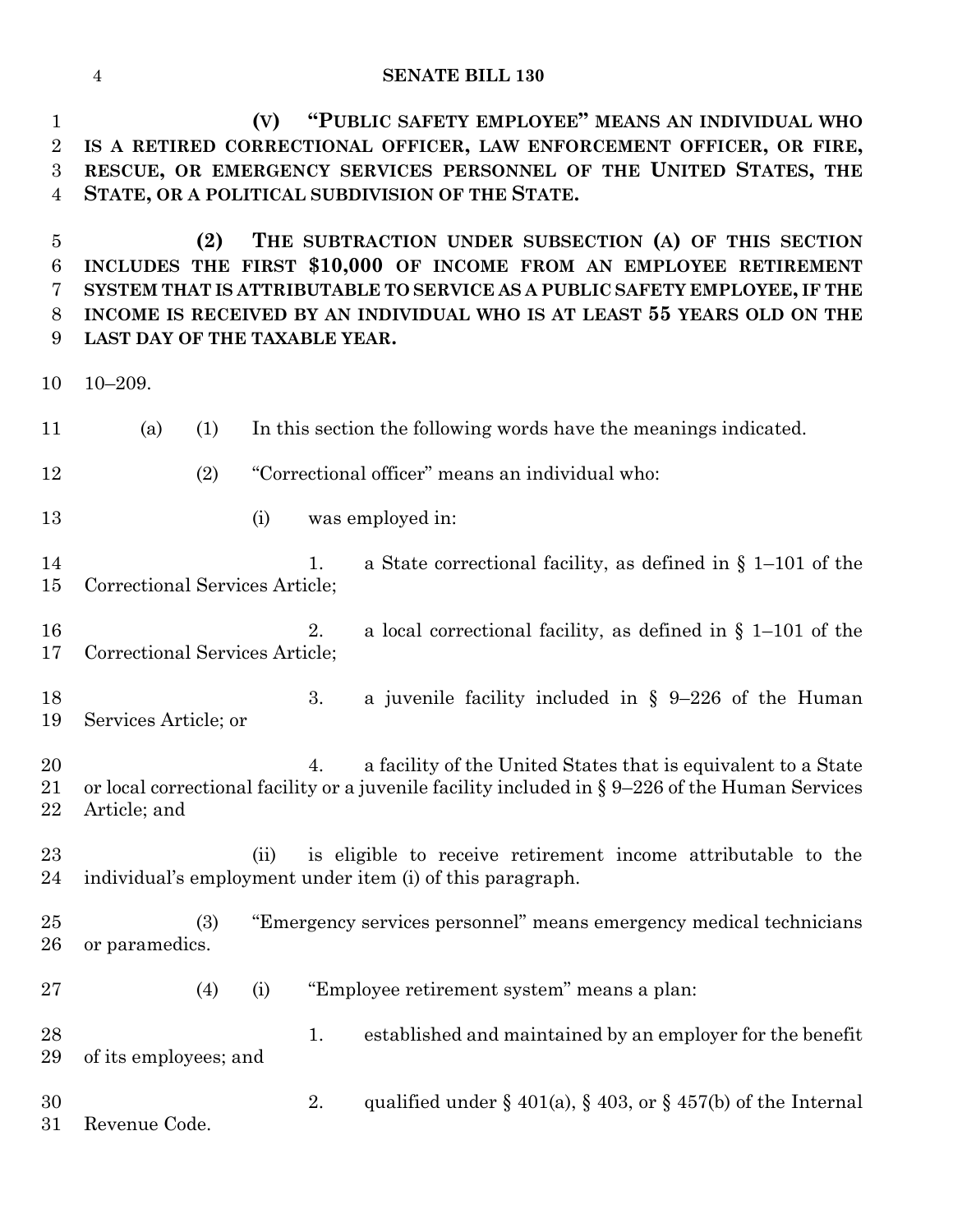**(V) "PUBLIC SAFETY EMPLOYEE" MEANS AN INDIVIDUAL WHO IS A RETIRED CORRECTIONAL OFFICER, LAW ENFORCEMENT OFFICER, OR FIRE, RESCUE, OR EMERGENCY SERVICES PERSONNEL OF THE UNITED STATES, THE STATE, OR A POLITICAL SUBDIVISION OF THE STATE.**

**(2) THE SUBTRACTION UNDER SUBSECTION (A) OF THIS SECTION INCLUDES THE FIRST $10,000 OF INCOME FROM AN EMPLOYEE RETIREMENT SYSTEM THAT IS ATTRIBUTABLE TO SERVICE AS A PUBLIC SAFETY EMPLOYEE, IF THE INCOME IS RECEIVED BY AN INDIVIDUAL WHO IS AT LEAST 55 YEARS OLD ON THE LAST DAY OF THE TAXABLE YEAR.**

10–209.

(a) (1) In this section the following words have the meanings indicated.

(2) "Correctional officer" means an individual who:

(i) was employed in:

1. a State correctional facility, as defined in § 1–101 of the Correctional Services Article;

2. a local correctional facility, as defined in § 1–101 of the Correctional Services Article;

3. a juvenile facility included in § 9–226 of the Human Services Article; or

4. a facility of the United States that is equivalent to a State or local correctional facility or a juvenile facility included in § 9–226 of the Human Services Article; and

(ii) is eligible to receive retirement income attributable to the individual's employment under item (i) of this paragraph.

(3) "Emergency services personnel" means emergency medical technicians or paramedics.

(4) (i) "Employee retirement system" means a plan:

1. established and maintained by an employer for the benefit of its employees; and

2. qualified under § 401(a), § 403, or § 457(b) of the Internal Revenue Code.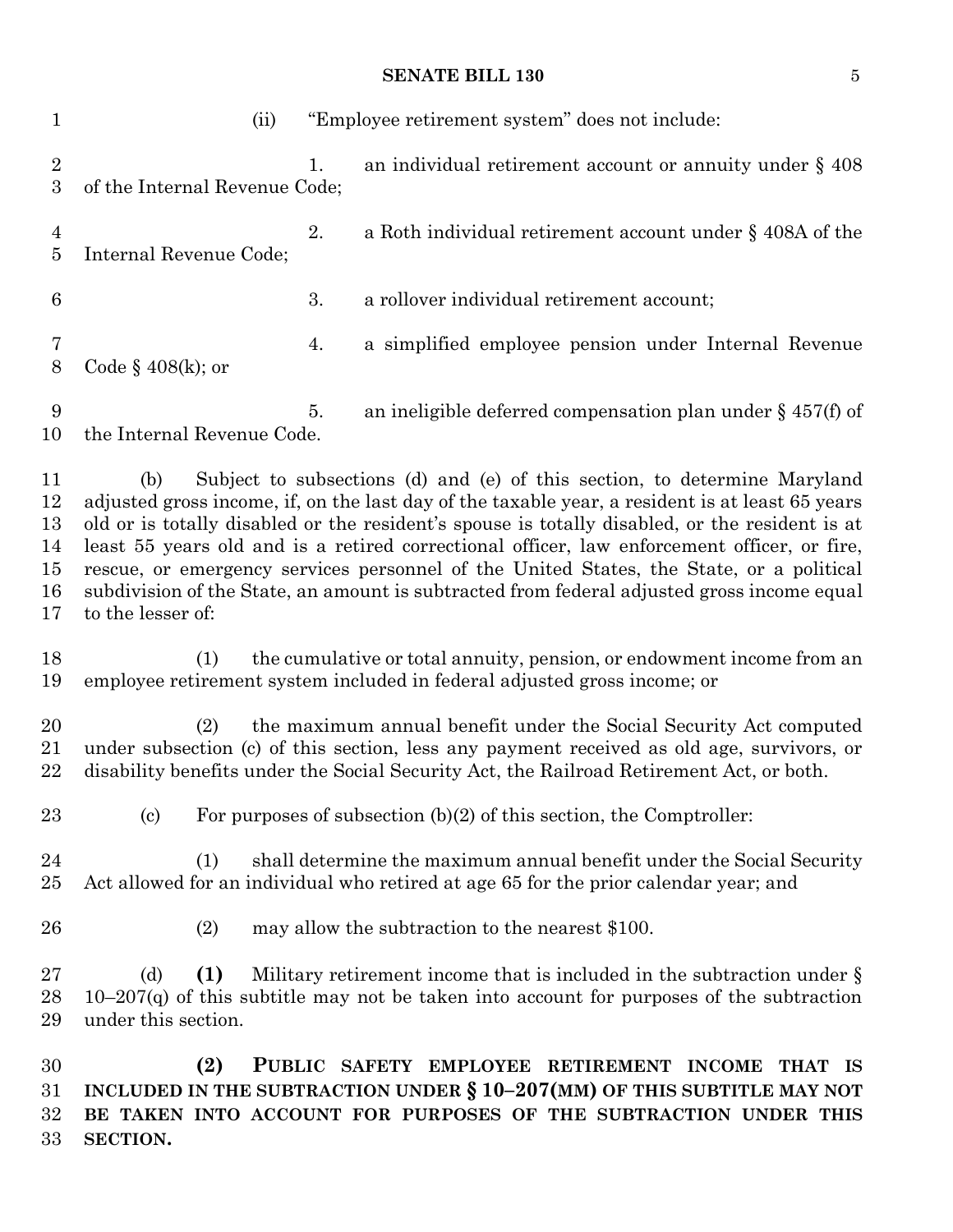(ii) "Employee retirement system" does not include:

1. an individual retirement account or annuity under § 408 of the Internal Revenue Code;

2. a Roth individual retirement account under § 408A of the Internal Revenue Code;

3. a rollover individual retirement account;

4. a simplified employee pension under Internal Revenue Code § 408(k); or

5. an ineligible deferred compensation plan under § 457(f) of the Internal Revenue Code.

(b) Subject to subsections (d) and (e) of this section, to determine Maryland adjusted gross income, if, on the last day of the taxable year, a resident is at least 65 years old or is totally disabled or the resident's spouse is totally disabled, or the resident is at least 55 years old and is a retired correctional officer, law enforcement officer, or fire, rescue, or emergency services personnel of the United States, the State, or a political subdivision of the State, an amount is subtracted from federal adjusted gross income equal to the lesser of:

(1) the cumulative or total annuity, pension, or endowment income from an employee retirement system included in federal adjusted gross income; or

(2) the maximum annual benefit under the Social Security Act computed under subsection (c) of this section, less any payment received as old age, survivors, or disability benefits under the Social Security Act, the Railroad Retirement Act, or both.

(c) For purposes of subsection (b)(2) of this section, the Comptroller:

(1) shall determine the maximum annual benefit under the Social Security Act allowed for an individual who retired at age 65 for the prior calendar year; and

(2) may allow the subtraction to the nearest $100.

(d) **(1)** Military retirement income that is included in the subtraction under § 10–207(q) of this subtitle may not be taken into account for purposes of the subtraction under this section.

**(2) PUBLIC SAFETY EMPLOYEE RETIREMENT INCOME THAT IS INCLUDED IN THE SUBTRACTION UNDER § 10–207(MM) OF THIS SUBTITLE MAY NOT BE TAKEN INTO ACCOUNT FOR PURPOSES OF THE SUBTRACTION UNDER THIS SECTION.**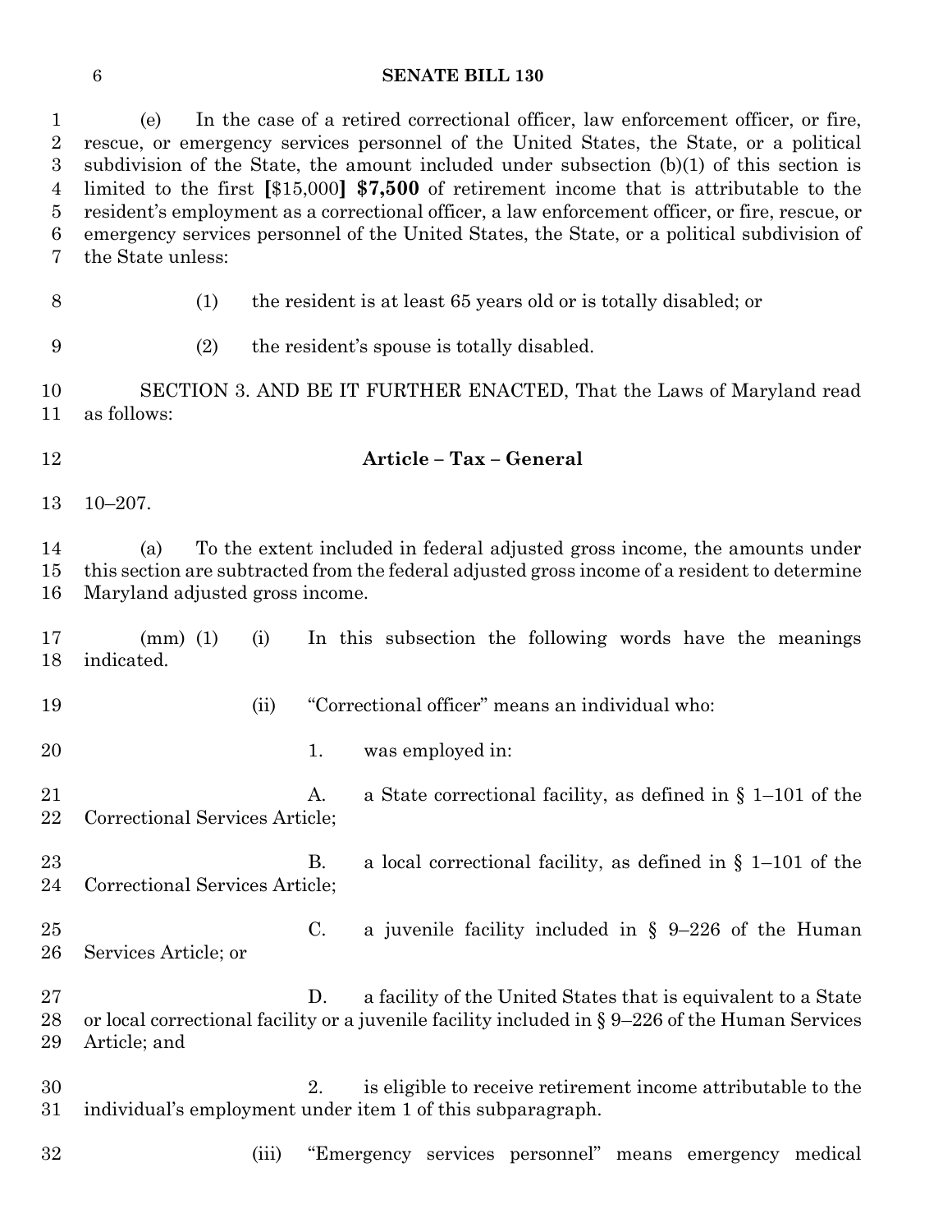(e) In the case of a retired correctional officer, law enforcement officer, or fire, rescue, or emergency services personnel of the United States, the State, or a political subdivision of the State, the amount included under subsection (b)(1) of this section is limited to the first [$15,000] **$7,500** of retirement income that is attributable to the resident's employment as a correctional officer, a law enforcement officer, or fire, rescue, or emergency services personnel of the United States, the State, or a political subdivision of the State unless:

(1) the resident is at least 65 years old or is totally disabled; or

(2) the resident's spouse is totally disabled.

SECTION 3. AND BE IT FURTHER ENACTED, That the Laws of Maryland read as follows:

**Article – Tax – General**

10–207.

(a) To the extent included in federal adjusted gross income, the amounts under this section are subtracted from the federal adjusted gross income of a resident to determine Maryland adjusted gross income.

(mm) (1) (i) In this subsection the following words have the meanings indicated.

(ii) "Correctional officer" means an individual who:

1. was employed in:

A. a State correctional facility, as defined in § 1–101 of the Correctional Services Article;

B. a local correctional facility, as defined in § 1–101 of the Correctional Services Article;

C. a juvenile facility included in § 9–226 of the Human Services Article; or

D. a facility of the United States that is equivalent to a State or local correctional facility or a juvenile facility included in § 9–226 of the Human Services Article; and

2. is eligible to receive retirement income attributable to the individual's employment under item 1 of this subparagraph.

(iii) "Emergency services personnel" means emergency medical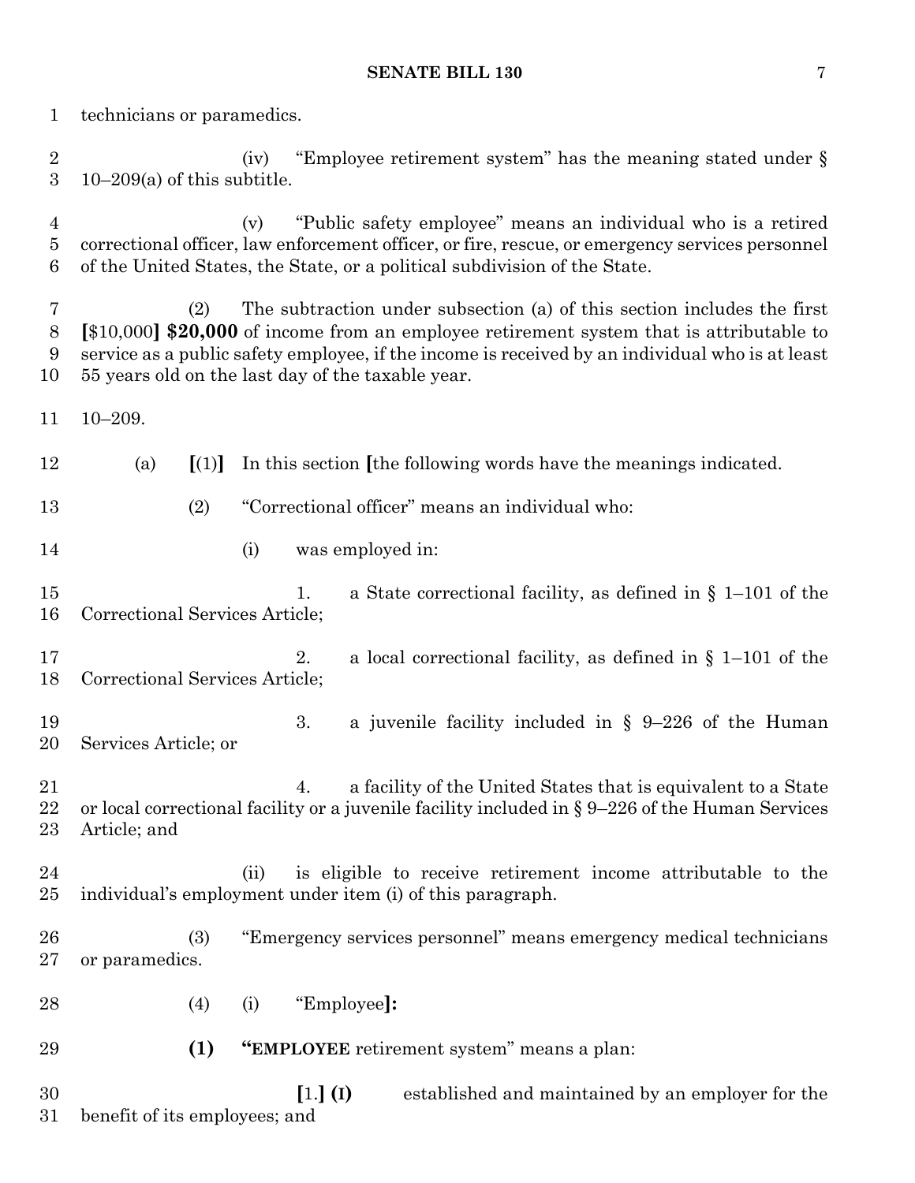technicians or paramedics.

(iv) "Employee retirement system" has the meaning stated under § 10–209(a) of this subtitle.

(v) "Public safety employee" means an individual who is a retired correctional officer, law enforcement officer, or fire, rescue, or emergency services personnel of the United States, the State, or a political subdivision of the State.

(2) The subtraction under subsection (a) of this section includes the first **[**$10,000**]** **$20,000** of income from an employee retirement system that is attributable to service as a public safety employee, if the income is received by an individual who is at least 55 years old on the last day of the taxable year.

10–209.

(a) **[**(1)**]** In this section **[**the following words have the meanings indicated.

(2) "Correctional officer" means an individual who:

(i) was employed in:

1. a State correctional facility, as defined in § 1–101 of the Correctional Services Article;

2. a local correctional facility, as defined in § 1–101 of the Correctional Services Article;

3. a juvenile facility included in § 9–226 of the Human Services Article; or

4. a facility of the United States that is equivalent to a State or local correctional facility or a juvenile facility included in § 9–226 of the Human Services Article; and

(ii) is eligible to receive retirement income attributable to the individual's employment under item (i) of this paragraph.

(3) "Emergency services personnel" means emergency medical technicians or paramedics.

(4) (i) "Employee**]:**

**(1)** **"EMPLOYEE** retirement system" means a plan:

**[**1.**]** **(I)** established and maintained by an employer for the benefit of its employees; and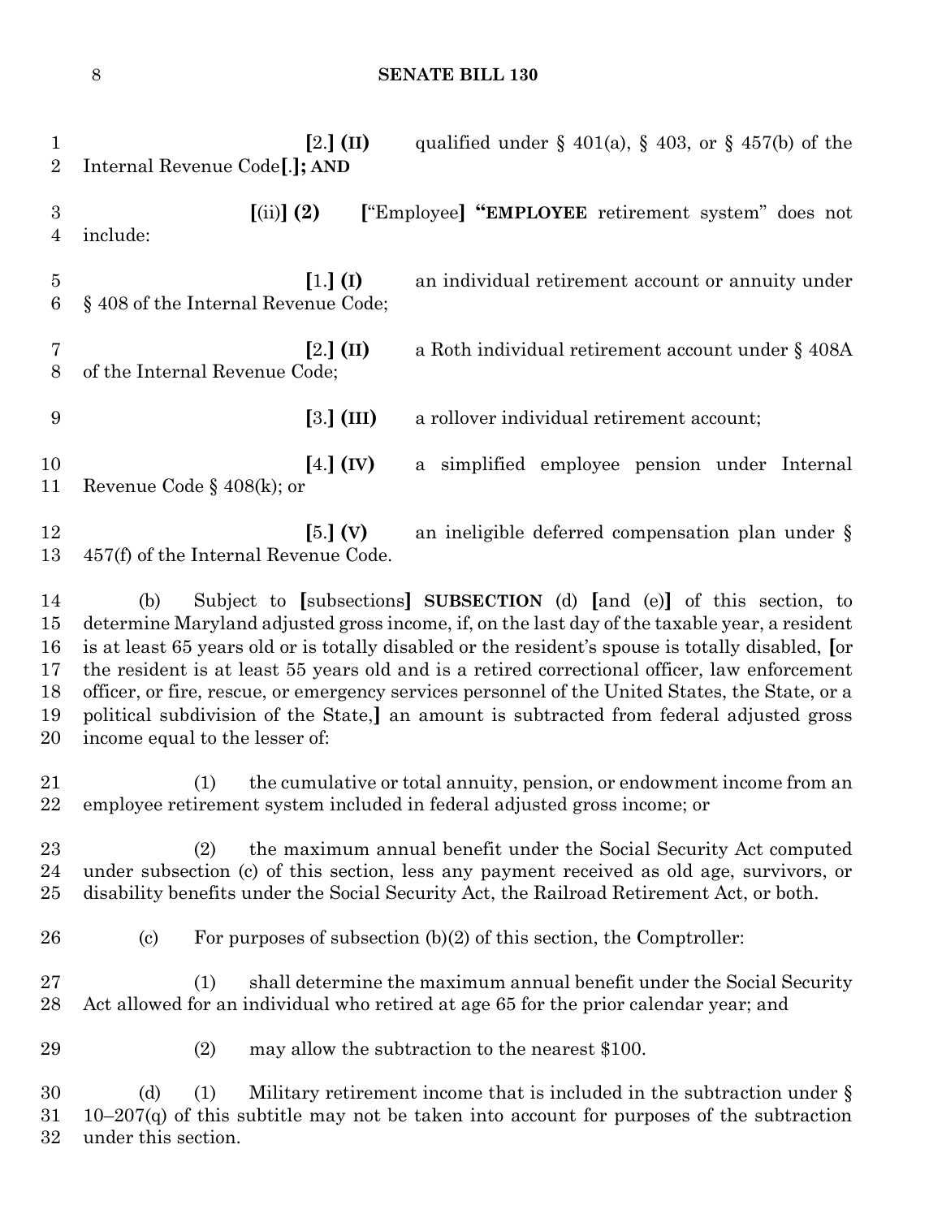**[**2.**] (II)** qualified under § 401(a), § 403, or § 457(b) of the Internal Revenue Code**[**.**]; AND**

**[**(ii)**] (2)** **[**"Employee**] "EMPLOYEE** retirement system" does not include:

**[**1.**] (I)** an individual retirement account or annuity under § 408 of the Internal Revenue Code;

**[**2.**] (II)** a Roth individual retirement account under § 408A of the Internal Revenue Code;

**[**3.**] (III)** a rollover individual retirement account;

**[**4.**] (IV)** a simplified employee pension under Internal Revenue Code § 408(k); or

**[**5.**] (V)** an ineligible deferred compensation plan under § 457(f) of the Internal Revenue Code.

(b) Subject to **[**subsections**] SUBSECTION** (d) **[**and (e)**]** of this section, to determine Maryland adjusted gross income, if, on the last day of the taxable year, a resident is at least 65 years old or is totally disabled or the resident's spouse is totally disabled, **[**or the resident is at least 55 years old and is a retired correctional officer, law enforcement officer, or fire, rescue, or emergency services personnel of the United States, the State, or a political subdivision of the State,**]** an amount is subtracted from federal adjusted gross income equal to the lesser of:

(1) the cumulative or total annuity, pension, or endowment income from an employee retirement system included in federal adjusted gross income; or

(2) the maximum annual benefit under the Social Security Act computed under subsection (c) of this section, less any payment received as old age, survivors, or disability benefits under the Social Security Act, the Railroad Retirement Act, or both.

(c) For purposes of subsection (b)(2) of this section, the Comptroller:

(1) shall determine the maximum annual benefit under the Social Security Act allowed for an individual who retired at age 65 for the prior calendar year; and

(2) may allow the subtraction to the nearest $100.

(d) (1) Military retirement income that is included in the subtraction under § 10–207(q) of this subtitle may not be taken into account for purposes of the subtraction under this section.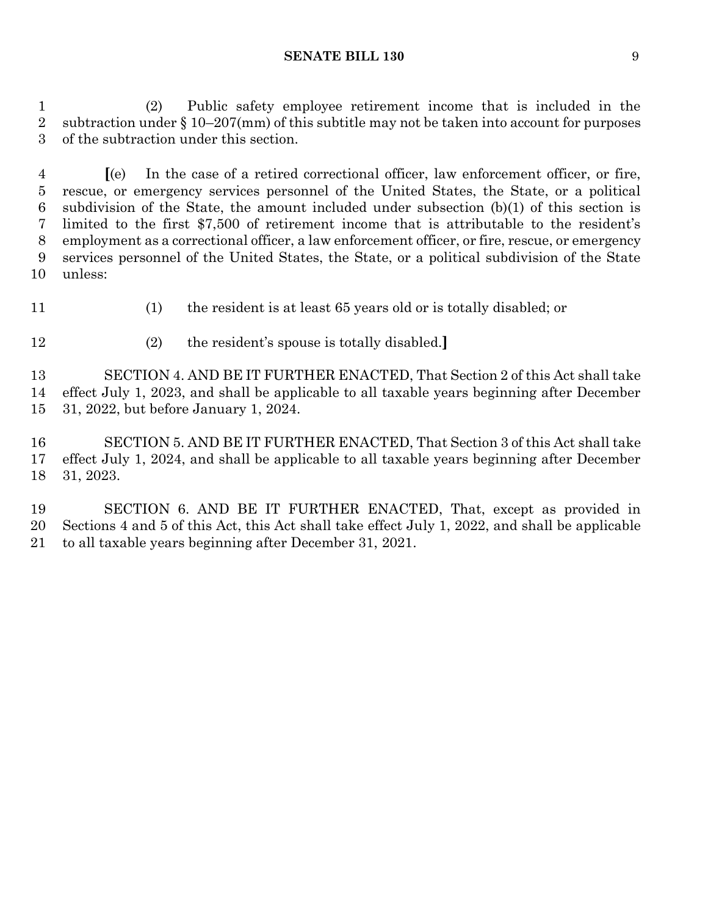(2) Public safety employee retirement income that is included in the subtraction under § 10–207(mm) of this subtitle may not be taken into account for purposes of the subtraction under this section.

[(e) In the case of a retired correctional officer, law enforcement officer, or fire, rescue, or emergency services personnel of the United States, the State, or a political subdivision of the State, the amount included under subsection (b)(1) of this section is limited to the first $7,500 of retirement income that is attributable to the resident's employment as a correctional officer, a law enforcement officer, or fire, rescue, or emergency services personnel of the United States, the State, or a political subdivision of the State unless:

(1) the resident is at least 65 years old or is totally disabled; or

(2) the resident's spouse is totally disabled.]

SECTION 4. AND BE IT FURTHER ENACTED, That Section 2 of this Act shall take effect July 1, 2023, and shall be applicable to all taxable years beginning after December 31, 2022, but before January 1, 2024.

SECTION 5. AND BE IT FURTHER ENACTED, That Section 3 of this Act shall take effect July 1, 2024, and shall be applicable to all taxable years beginning after December 31, 2023.

SECTION 6. AND BE IT FURTHER ENACTED, That, except as provided in Sections 4 and 5 of this Act, this Act shall take effect July 1, 2022, and shall be applicable to all taxable years beginning after December 31, 2021.